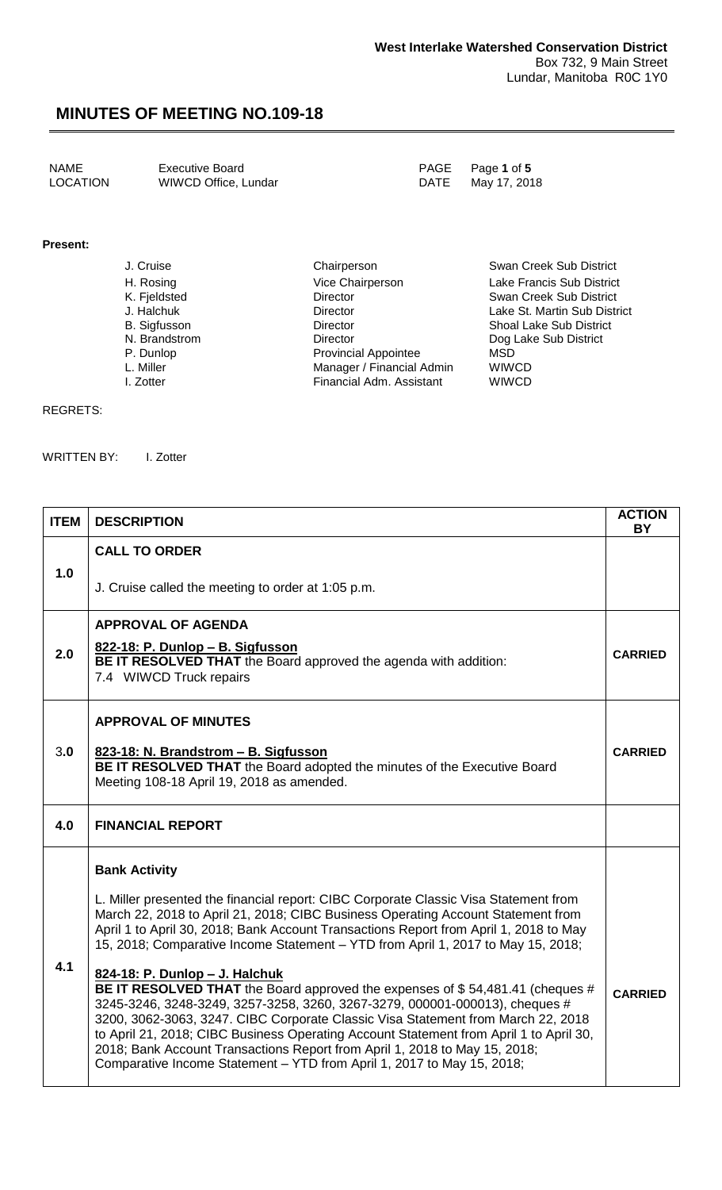**West Interlake Watershed Conservation District**
Box 732, 9 Main Street
Lundar, Manitoba R0C 1Y0

# MINUTES OF MEETING NO.109-18

| | | | |
|---|---|---|---|
| NAME | Executive Board | PAGE | Page **1** of **5** |
| LOCATION | WIWCD Office, Lundar | DATE | May 17, 2018 |

**Present:**

| | | |
|---|---|---|
| J. Cruise | Chairperson | Swan Creek Sub District |
| H. Rosing | Vice Chairperson | Lake Francis Sub District |
| K. Fjeldsted | Director | Swan Creek Sub District |
| J. Halchuk | Director | Lake St. Martin Sub District |
| B. Sigfusson | Director | Shoal Lake Sub District |
| N. Brandstrom | Director | Dog Lake Sub District |
| P. Dunlop | Provincial Appointee | MSD |
| L. Miller | Manager / Financial Admin | WIWCD |
| I. Zotter | Financial Adm. Assistant | WIWCD |

REGRETS:

WRITTEN BY: I. Zotter

| ITEM | DESCRIPTION | ACTION BY |
|---|---|---|
| 1.0 | **CALL TO ORDER**<br><br>J. Cruise called the meeting to order at 1:05 p.m. | |
| 2.0 | **APPROVAL OF AGENDA**<br><br>**822-18: P. Dunlop – B. Sigfusson**<br>**BE IT RESOLVED THAT** the Board approved the agenda with addition:<br>7.4 WIWCD Truck repairs | **CARRIED** |
| 3.0 | **APPROVAL OF MINUTES**<br><br>**823-18: N. Brandstrom – B. Sigfusson**<br>**BE IT RESOLVED THAT** the Board adopted the minutes of the Executive Board Meeting 108-18 April 19, 2018 as amended. | **CARRIED** |
| 4.0 | **FINANCIAL REPORT** | |
| 4.1 | **Bank Activity**<br><br>L. Miller presented the financial report: CIBC Corporate Classic Visa Statement from March 22, 2018 to April 21, 2018; CIBC Business Operating Account Statement from April 1 to April 30, 2018; Bank Account Transactions Report from April 1, 2018 to May 15, 2018; Comparative Income Statement – YTD from April 1, 2017 to May 15, 2018;<br><br>**824-18: P. Dunlop – J. Halchuk**<br>**BE IT RESOLVED THAT** the Board approved the expenses of $ 54,481.41 (cheques # 3245-3246, 3248-3249, 3257-3258, 3260, 3267-3279, 000001-000013), cheques # 3200, 3062-3063, 3247. CIBC Corporate Classic Visa Statement from March 22, 2018 to April 21, 2018; CIBC Business Operating Account Statement from April 1 to April 30, 2018; Bank Account Transactions Report from April 1, 2018 to May 15, 2018; Comparative Income Statement – YTD from April 1, 2017 to May 15, 2018; | **CARRIED** |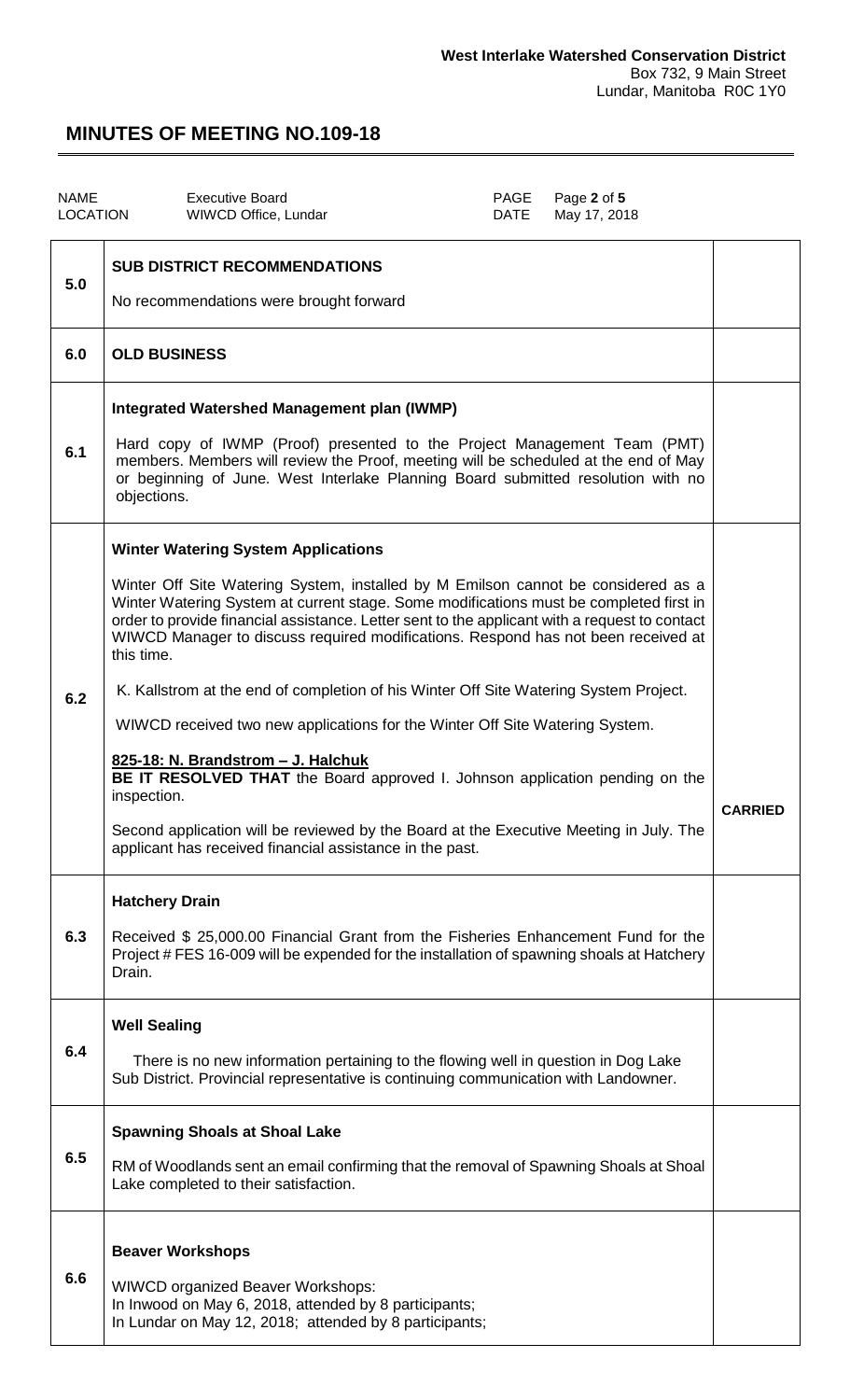**West Interlake Watershed Conservation District**
Box 732, 9 Main Street
Lundar, Manitoba R0C 1Y0

# MINUTES OF MEETING NO.109-18

| NAME | Executive Board | PAGE | Page **2** of **5** |
|---|---|---|---|
| LOCATION | WIWCD Office, Lundar | DATE | May 17, 2018 |

| | | |
|---|---|---|
| 5.0 | **SUB DISTRICT RECOMMENDATIONS**<br><br>No recommendations were brought forward | |
| 6.0 | **OLD BUSINESS** | |
| 6.1 | **Integrated Watershed Management plan (IWMP)**<br><br>Hard copy of IWMP (Proof) presented to the Project Management Team (PMT) members. Members will review the Proof, meeting will be scheduled at the end of May or beginning of June. West Interlake Planning Board submitted resolution with no objections. | |
| 6.2 | **Winter Watering System Applications**<br><br>Winter Off Site Watering System, installed by M Emilson cannot be considered as a Winter Watering System at current stage. Some modifications must be completed first in order to provide financial assistance. Letter sent to the applicant with a request to contact WIWCD Manager to discuss required modifications. Respond has not been received at this time.<br><br>K. Kallstrom at the end of completion of his Winter Off Site Watering System Project.<br><br>WIWCD received two new applications for the Winter Off Site Watering System.<br><br>**825-18: N. Brandstrom – J. Halchuk**<br>**BE IT RESOLVED THAT** the Board approved I. Johnson application pending on the inspection.<br><br>Second application will be reviewed by the Board at the Executive Meeting in July. The applicant has received financial assistance in the past. | **CARRIED** |
| 6.3 | **Hatchery Drain**<br><br>Received $ 25,000.00 Financial Grant from the Fisheries Enhancement Fund for the Project # FES 16-009 will be expended for the installation of spawning shoals at Hatchery Drain. | |
| 6.4 | **Well Sealing**<br><br>There is no new information pertaining to the flowing well in question in Dog Lake Sub District. Provincial representative is continuing communication with Landowner. | |
| 6.5 | **Spawning Shoals at Shoal Lake**<br><br>RM of Woodlands sent an email confirming that the removal of Spawning Shoals at Shoal Lake completed to their satisfaction. | |
| 6.6 | **Beaver Workshops**<br><br>WIWCD organized Beaver Workshops:<br>In Inwood on May 6, 2018, attended by 8 participants;<br>In Lundar on May 12, 2018; attended by 8 participants; | |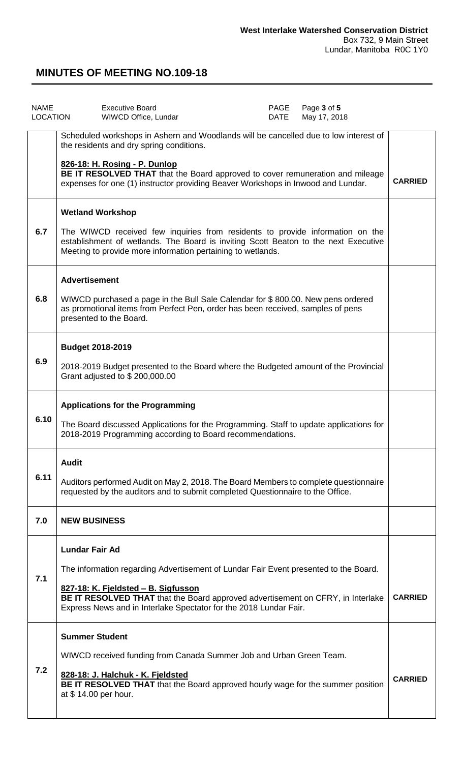**West Interlake Watershed Conservation District**
Box 732, 9 Main Street
Lundar, Manitoba R0C 1Y0

# MINUTES OF MEETING NO.109-18

| NAME | Executive Board | PAGE | Page 3 of 5 |
|---|---|---|---|
| LOCATION | WIWCD Office, Lundar | DATE | May 17, 2018 |

| | | |
|---|---|---|
| | Scheduled workshops in Ashern and Woodlands will be cancelled due to low interest of the residents and dry spring conditions.<br><br>**826-18: H. Rosing - P. Dunlop**<br>**BE IT RESOLVED THAT** that the Board approved to cover remuneration and mileage expenses for one (1) instructor providing Beaver Workshops in Inwood and Lundar. | **CARRIED** |
| 6.7 | **Wetland Workshop**<br><br>The WIWCD received few inquiries from residents to provide information on the establishment of wetlands. The Board is inviting Scott Beaton to the next Executive Meeting to provide more information pertaining to wetlands. | |
| 6.8 | **Advertisement**<br><br>WIWCD purchased a page in the Bull Sale Calendar for $ 800.00. New pens ordered as promotional items from Perfect Pen, order has been received, samples of pens presented to the Board. | |
| 6.9 | **Budget 2018-2019**<br><br>2018-2019 Budget presented to the Board where the Budgeted amount of the Provincial Grant adjusted to $ 200,000.00 | |
| 6.10 | **Applications for the Programming**<br><br>The Board discussed Applications for the Programming. Staff to update applications for 2018-2019 Programming according to Board recommendations. | |
| 6.11 | **Audit**<br><br>Auditors performed Audit on May 2, 2018. The Board Members to complete questionnaire requested by the auditors and to submit completed Questionnaire to the Office. | |
| 7.0 | **NEW BUSINESS** | |
| 7.1 | **Lundar Fair Ad**<br><br>The information regarding Advertisement of Lundar Fair Event presented to the Board.<br><br>**827-18: K. Fjeldsted – B. Sigfusson**<br>**BE IT RESOLVED THAT** that the Board approved advertisement on CFRY, in Interlake Express News and in Interlake Spectator for the 2018 Lundar Fair. | **CARRIED** |
| 7.2 | **Summer Student**<br><br>WIWCD received funding from Canada Summer Job and Urban Green Team.<br><br>**828-18: J. Halchuk - K. Fjeldsted**<br>**BE IT RESOLVED THAT** that the Board approved hourly wage for the summer position at $ 14.00 per hour. | **CARRIED** |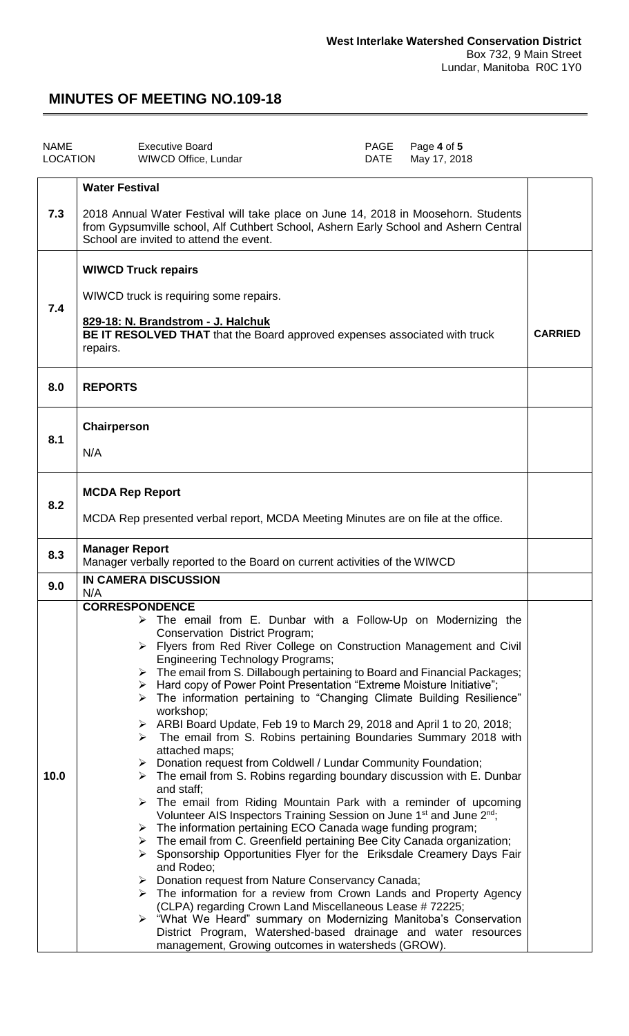**West Interlake Watershed Conservation District**
Box 732, 9 Main Street
Lundar, Manitoba R0C 1Y0

# MINUTES OF MEETING NO.109-18

| NAME | Executive Board | PAGE | Page **4** of **5** |
|---|---|---|---|
| LOCATION | WIWCD Office, Lundar | DATE | May 17, 2018 |

| | | |
|---|---|---|
| 7.3 | **Water Festival**<br><br>2018 Annual Water Festival will take place on June 14, 2018 in Moosehorn. Students from Gypsumville school, Alf Cuthbert School, Ashern Early School and Ashern Central School are invited to attend the event. | |
| 7.4 | **WIWCD Truck repairs**<br><br>WIWCD truck is requiring some repairs.<br><br>**829-18: N. Brandstrom - J. Halchuk**<br>**BE IT RESOLVED THAT** that the Board approved expenses associated with truck repairs. | **CARRIED** |
| 8.0 | **REPORTS** | |
| 8.1 | **Chairperson**<br><br>N/A | |
| 8.2 | **MCDA Rep Report**<br><br>MCDA Rep presented verbal report, MCDA Meeting Minutes are on file at the office. | |
| 8.3 | **Manager Report**<br>Manager verbally reported to the Board on current activities of the WIWCD | |
| 9.0 | **IN CAMERA DISCUSSION**<br>N/A | |
| 10.0 | **CORRESPONDENCE**<br>➢ The email from E. Dunbar with a Follow-Up on Modernizing the Conservation District Program;<br>➢ Flyers from Red River College on Construction Management and Civil Engineering Technology Programs;<br>➢ The email from S. Dillabough pertaining to Board and Financial Packages;<br>➢ Hard copy of Power Point Presentation "Extreme Moisture Initiative";<br>➢ The information pertaining to "Changing Climate Building Resilience" workshop;<br>➢ ARBI Board Update, Feb 19 to March 29, 2018 and April 1 to 20, 2018;<br>➢ The email from S. Robins pertaining Boundaries Summary 2018 with attached maps;<br>➢ Donation request from Coldwell / Lundar Community Foundation;<br>➢ The email from S. Robins regarding boundary discussion with E. Dunbar and staff;<br>➢ The email from Riding Mountain Park with a reminder of upcoming Volunteer AIS Inspectors Training Session on June 1st and June 2nd;<br>➢ The information pertaining ECO Canada wage funding program;<br>➢ The email from C. Greenfield pertaining Bee City Canada organization;<br>➢ Sponsorship Opportunities Flyer for the Eriksdale Creamery Days Fair and Rodeo;<br>➢ Donation request from Nature Conservancy Canada;<br>➢ The information for a review from Crown Lands and Property Agency (CLPA) regarding Crown Land Miscellaneous Lease # 72225;<br>➢ "What We Heard" summary on Modernizing Manitoba's Conservation District Program, Watershed-based drainage and water resources management, Growing outcomes in watersheds (GROW). | |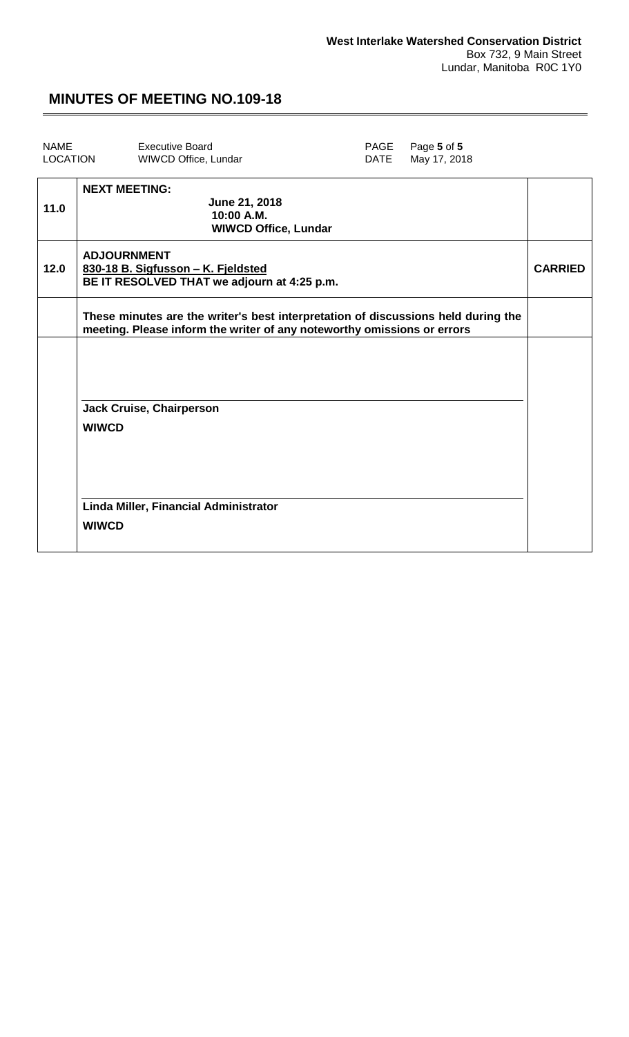**West Interlake Watershed Conservation District**
Box 732, 9 Main Street
Lundar, Manitoba R0C 1Y0

## MINUTES OF MEETING NO.109-18

| | | | |
|---|---|---|---|
| NAME | Executive Board | PAGE | Page **5** of **5** |
| LOCATION | WIWCD Office, Lundar | DATE | May 17, 2018 |

| | | |
|---|---|---|
| **11.0** | **NEXT MEETING:**<br>**June 21, 2018**<br>**10:00 A.M.**<br>**WIWCD Office, Lundar** | |
| **12.0** | **ADJOURNMENT**<br>**830-18 B. Sigfusson – K. Fjeldsted**<br>**BE IT RESOLVED THAT we adjourn at 4:25 p.m.** | **CARRIED** |
| | **These minutes are the writer's best interpretation of discussions held during the meeting. Please inform the writer of any noteworthy omissions or errors** | |
| | **Jack Cruise, Chairperson**<br>**WIWCD**<br><br>**Linda Miller, Financial Administrator**<br>**WIWCD** | |